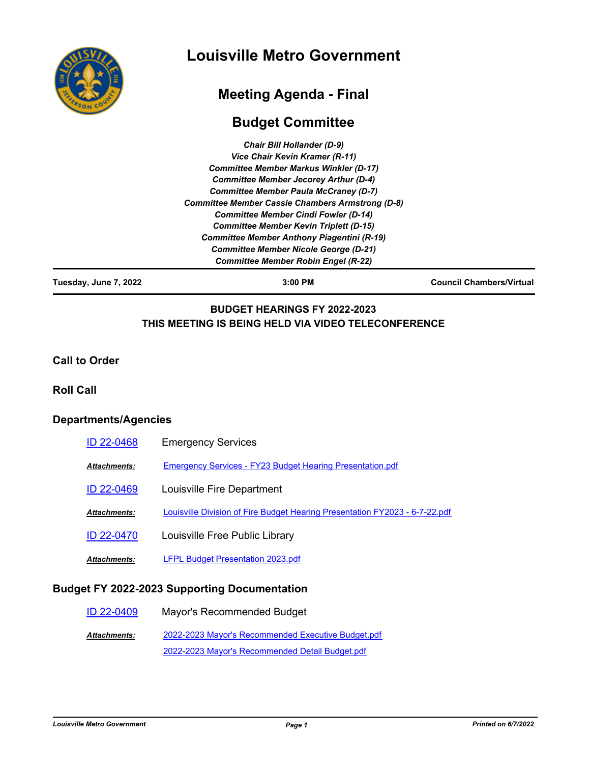# Louisville Metro Government

## Meeting Agenda - Final

## Budget Committee

*Chair Bill Hollander (D-9)*
*Vice Chair Kevin Kramer (R-11)*
*Committee Member Markus Winkler (D-17)*
*Committee Member Jecorey Arthur (D-4)*
*Committee Member Paula McCraney (D-7)*
*Committee Member Cassie Chambers Armstrong (D-8)*
*Committee Member Cindi Fowler (D-14)*
*Committee Member Kevin Triplett (D-15)*
*Committee Member Anthony Piagentini (R-19)*
*Committee Member Nicole George (D-21)*
*Committee Member Robin Engel (R-22)*

**Tuesday, June 7, 2022** | **3:00 PM** | **Council Chambers/Virtual**

**BUDGET HEARINGS FY 2022-2023**
**THIS MEETING IS BEING HELD VIA VIDEO TELECONFERENCE**

### Call to Order

### Roll Call

### Departments/Agencies

ID 22-0468 — Emergency Services

*Attachments:* Emergency Services - FY23 Budget Hearing Presentation.pdf

ID 22-0469 — Louisville Fire Department

*Attachments:* Louisville Division of Fire Budget Hearing Presentation FY2023 - 6-7-22.pdf

ID 22-0470 — Louisville Free Public Library

*Attachments:* LFPL Budget Presentation 2023.pdf

### Budget FY 2022-2023 Supporting Documentation

ID 22-0409 — Mayor's Recommended Budget

*Attachments:* 2022-2023 Mayor's Recommended Executive Budget.pdf
2022-2023 Mayor's Recommended Detail Budget.pdf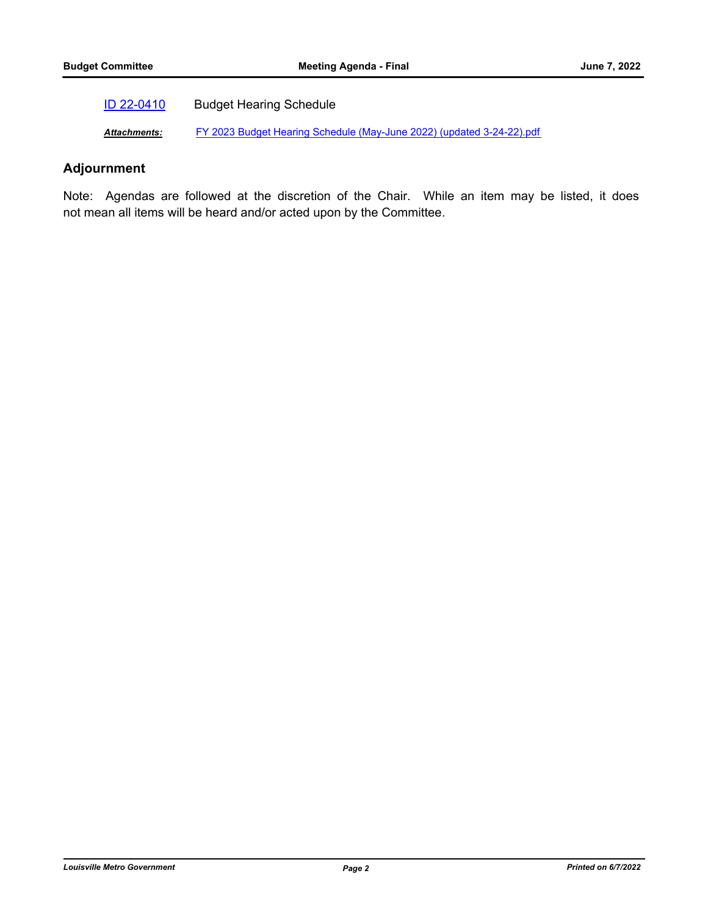ID 22-0410 Budget Hearing Schedule

***Attachments:*** FY 2023 Budget Hearing Schedule (May-June 2022) (updated 3-24-22).pdf

## Adjournment

Note: Agendas are followed at the discretion of the Chair. While an item may be listed, it does not mean all items will be heard and/or acted upon by the Committee.